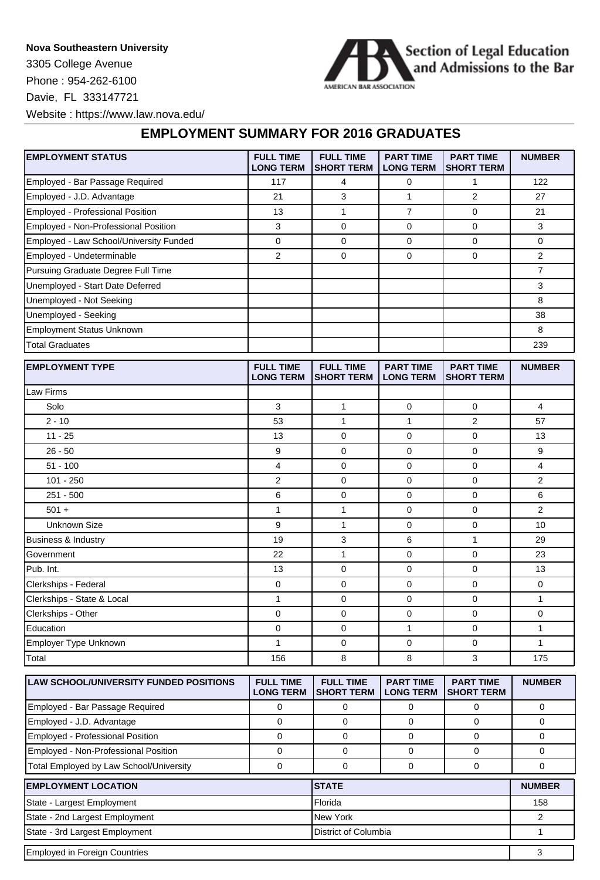**Nova Southeastern University**

3305 College Avenue

Phone : 954-262-6100

Davie, FL 333147721

Website : https://www.law.nova.edu/

Section of Legal Education and Admissions to the Bar

AMERICAN BAR ASSOCIATION

## EMPLOYMENT SUMMARY FOR 2016 GRADUATES

| EMPLOYMENT STATUS | FULL TIME LONG TERM | FULL TIME SHORT TERM | PART TIME LONG TERM | PART TIME SHORT TERM | NUMBER |
|---|---|---|---|---|---|
| Employed - Bar Passage Required | 117 | 4 | 0 | 1 | 122 |
| Employed - J.D. Advantage | 21 | 3 | 1 | 2 | 27 |
| Employed - Professional Position | 13 | 1 | 7 | 0 | 21 |
| Employed - Non-Professional Position | 3 | 0 | 0 | 0 | 3 |
| Employed - Law School/University Funded | 0 | 0 | 0 | 0 | 0 |
| Employed - Undeterminable | 2 | 0 | 0 | 0 | 2 |
| Pursuing Graduate Degree Full Time | | | | | 7 |
| Unemployed - Start Date Deferred | | | | | 3 |
| Unemployed - Not Seeking | | | | | 8 |
| Unemployed - Seeking | | | | | 38 |
| Employment Status Unknown | | | | | 8 |
| Total Graduates | | | | | 239 |

| EMPLOYMENT TYPE | FULL TIME LONG TERM | FULL TIME SHORT TERM | PART TIME LONG TERM | PART TIME SHORT TERM | NUMBER |
|---|---|---|---|---|---|
| Law Firms | | | | | |
| Solo | 3 | 1 | 0 | 0 | 4 |
| 2 - 10 | 53 | 1 | 1 | 2 | 57 |
| 11 - 25 | 13 | 0 | 0 | 0 | 13 |
| 26 - 50 | 9 | 0 | 0 | 0 | 9 |
| 51 - 100 | 4 | 0 | 0 | 0 | 4 |
| 101 - 250 | 2 | 0 | 0 | 0 | 2 |
| 251 - 500 | 6 | 0 | 0 | 0 | 6 |
| 501 + | 1 | 1 | 0 | 0 | 2 |
| Unknown Size | 9 | 1 | 0 | 0 | 10 |
| Business & Industry | 19 | 3 | 6 | 1 | 29 |
| Government | 22 | 1 | 0 | 0 | 23 |
| Pub. Int. | 13 | 0 | 0 | 0 | 13 |
| Clerkships - Federal | 0 | 0 | 0 | 0 | 0 |
| Clerkships - State & Local | 1 | 0 | 0 | 0 | 1 |
| Clerkships - Other | 0 | 0 | 0 | 0 | 0 |
| Education | 0 | 0 | 1 | 0 | 1 |
| Employer Type Unknown | 1 | 0 | 0 | 0 | 1 |
| Total | 156 | 8 | 8 | 3 | 175 |

| LAW SCHOOL/UNIVERSITY FUNDED POSITIONS | FULL TIME LONG TERM | FULL TIME SHORT TERM | PART TIME LONG TERM | PART TIME SHORT TERM | NUMBER |
|---|---|---|---|---|---|
| Employed - Bar Passage Required | 0 | 0 | 0 | 0 | 0 |
| Employed - J.D. Advantage | 0 | 0 | 0 | 0 | 0 |
| Employed - Professional Position | 0 | 0 | 0 | 0 | 0 |
| Employed - Non-Professional Position | 0 | 0 | 0 | 0 | 0 |
| Total Employed by Law School/University | 0 | 0 | 0 | 0 | 0 |

| EMPLOYMENT LOCATION | STATE | NUMBER |
|---|---|---|
| State - Largest Employment | Florida | 158 |
| State - 2nd Largest Employment | New York | 2 |
| State - 3rd Largest Employment | District of Columbia | 1 |

| Employed in Foreign Countries | 3 |
|---|---|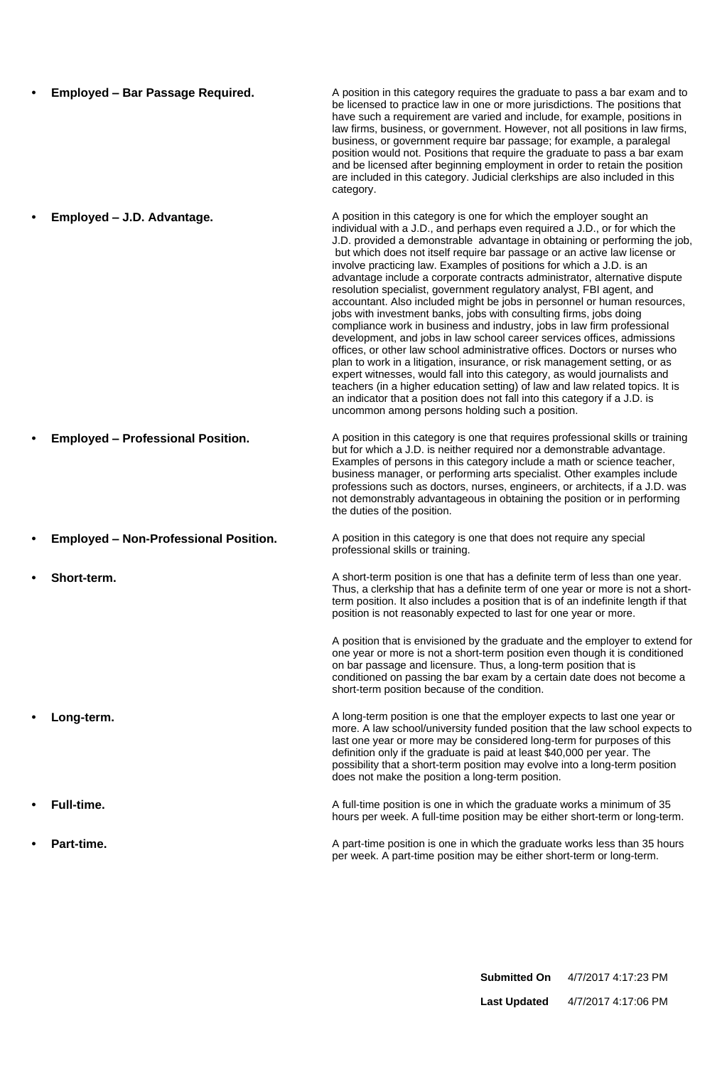- **Employed – Bar Passage Required.** A position in this category requires the graduate to pass a bar exam and to be licensed to practice law in one or more jurisdictions. The positions that have such a requirement are varied and include, for example, positions in law firms, business, or government. However, not all positions in law firms, business, or government require bar passage; for example, a paralegal position would not. Positions that require the graduate to pass a bar exam and be licensed after beginning employment in order to retain the position are included in this category. Judicial clerkships are also included in this category.

- **Employed – J.D. Advantage.** A position in this category is one for which the employer sought an individual with a J.D., and perhaps even required a J.D., or for which the J.D. provided a demonstrable advantage in obtaining or performing the job, but which does not itself require bar passage or an active law license or involve practicing law. Examples of positions for which a J.D. is an advantage include a corporate contracts administrator, alternative dispute resolution specialist, government regulatory analyst, FBI agent, and accountant. Also included might be jobs in personnel or human resources, jobs with investment banks, jobs with consulting firms, jobs doing compliance work in business and industry, jobs in law firm professional development, and jobs in law school career services offices, admissions offices, or other law school administrative offices. Doctors or nurses who plan to work in a litigation, insurance, or risk management setting, or as expert witnesses, would fall into this category, as would journalists and teachers (in a higher education setting) of law and law related topics. It is an indicator that a position does not fall into this category if a J.D. is uncommon among persons holding such a position.

- **Employed – Professional Position.** A position in this category is one that requires professional skills or training but for which a J.D. is neither required nor a demonstrable advantage. Examples of persons in this category include a math or science teacher, business manager, or performing arts specialist. Other examples include professions such as doctors, nurses, engineers, or architects, if a J.D. was not demonstrably advantageous in obtaining the position or in performing the duties of the position.

- **Employed – Non-Professional Position.** A position in this category is one that does not require any special professional skills or training.

- **Short-term.** A short-term position is one that has a definite term of less than one year. Thus, a clerkship that has a definite term of one year or more is not a short-term position. It also includes a position that is of an indefinite length if that position is not reasonably expected to last for one year or more.

  A position that is envisioned by the graduate and the employer to extend for one year or more is not a short-term position even though it is conditioned on bar passage and licensure. Thus, a long-term position that is conditioned on passing the bar exam by a certain date does not become a short-term position because of the condition.

- **Long-term.** A long-term position is one that the employer expects to last one year or more. A law school/university funded position that the law school expects to last one year or more may be considered long-term for purposes of this definition only if the graduate is paid at least $40,000 per year. The possibility that a short-term position may evolve into a long-term position does not make the position a long-term position.

- **Full-time.** A full-time position is one in which the graduate works a minimum of 35 hours per week. A full-time position may be either short-term or long-term.

- **Part-time.** A part-time position is one in which the graduate works less than 35 hours per week. A part-time position may be either short-term or long-term.

| | |
|---|---|
| **Submitted On** | 4/7/2017 4:17:23 PM |
| **Last Updated** | 4/7/2017 4:17:06 PM |